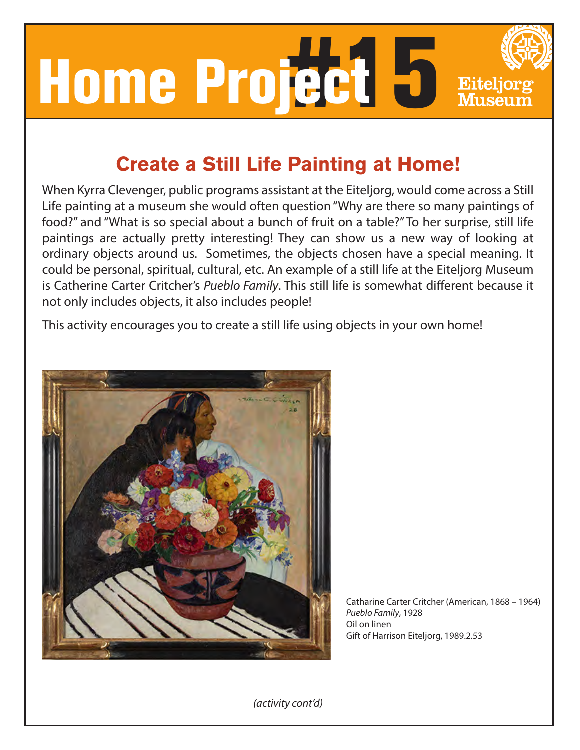# Home Project #15

Eiteljorg Museum

## Create a Still Life Painting at Home!

When Kyrra Clevenger, public programs assistant at the Eiteljorg, would come across a Still Life painting at a museum she would often question "Why are there so many paintings of food?" and "What is so special about a bunch of fruit on a table?" To her surprise, still life paintings are actually pretty interesting! They can show us a new way of looking at ordinary objects around us. Sometimes, the objects chosen have a special meaning. It could be personal, spiritual, cultural, etc. An example of a still life at the Eiteljorg Museum is Catherine Carter Critcher's *Pueblo Family*. This still life is somewhat different because it not only includes objects, it also includes people!

This activity encourages you to create a still life using objects in your own home!

Catharine Carter Critcher (American, 1868 – 1964)
*Pueblo Family*, 1928
Oil on linen
Gift of Harrison Eiteljorg, 1989.2.53

*(activity cont'd)*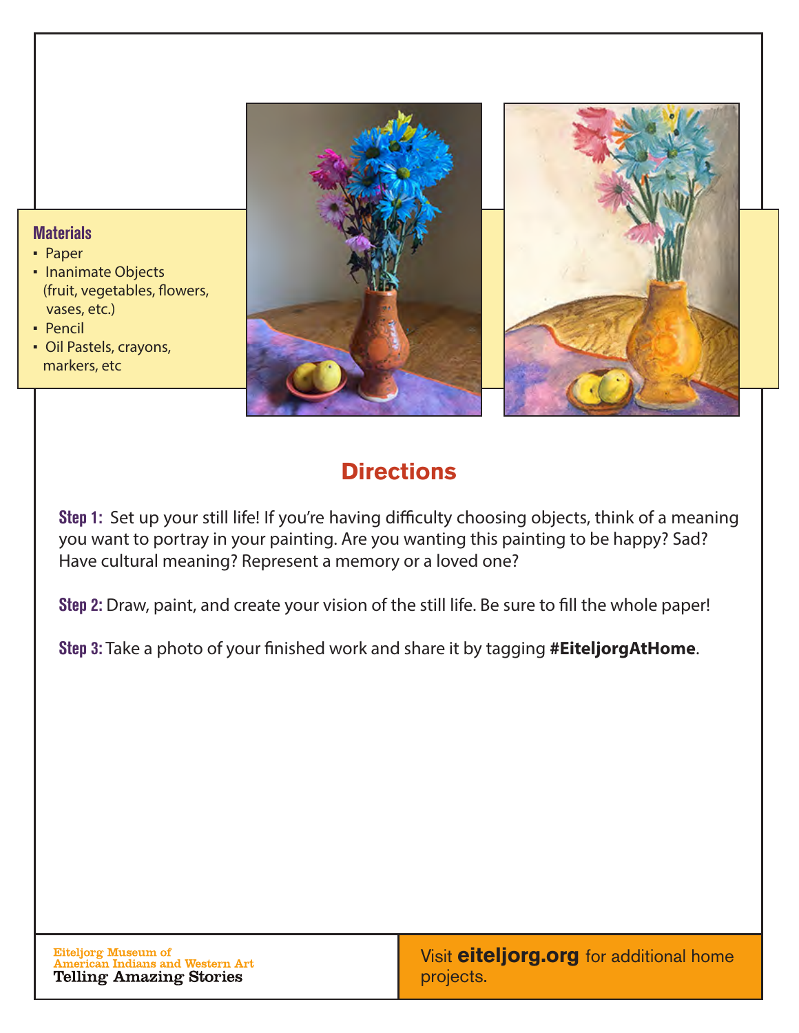**Materials**

- Paper
- Inanimate Objects (fruit, vegetables, flowers, vases, etc.)
- Pencil
- Oil Pastels, crayons, markers, etc

## Directions

**Step 1:** Set up your still life! If you're having difficulty choosing objects, think of a meaning you want to portray in your painting. Are you wanting this painting to be happy? Sad? Have cultural meaning? Represent a memory or a loved one?

**Step 2:** Draw, paint, and create your vision of the still life. Be sure to fill the whole paper!

**Step 3:** Take a photo of your finished work and share it by tagging **#EiteljorgAtHome**.

Eiteljorg Museum of
American Indians and Western Art
**Telling Amazing Stories**

Visit **eiteljorg.org** for additional home projects.